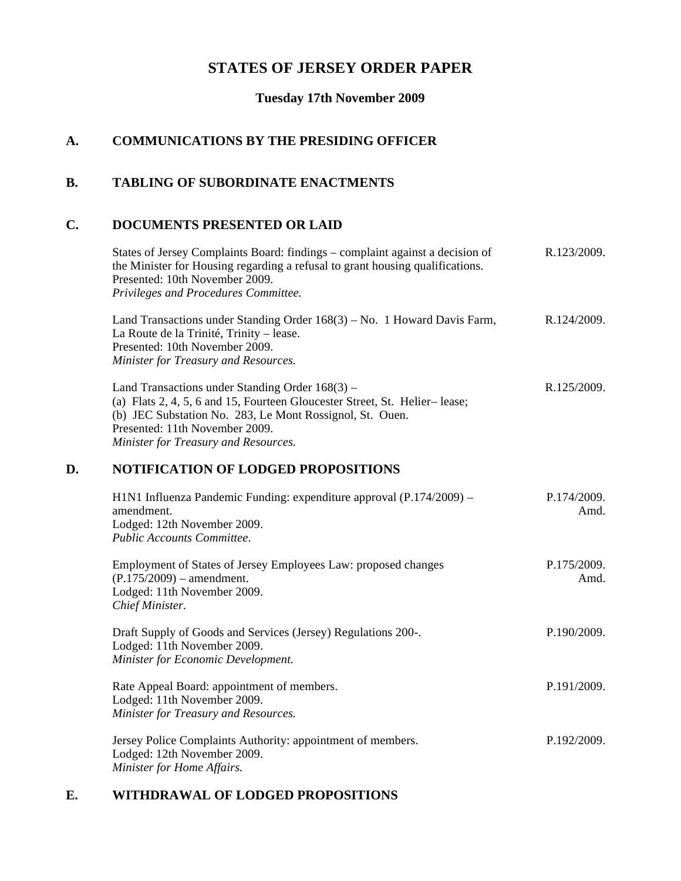# STATES OF JERSEY ORDER PAPER

**Tuesday 17th November 2009**

## A. COMMUNICATIONS BY THE PRESIDING OFFICER

## B. TABLING OF SUBORDINATE ENACTMENTS

## C. DOCUMENTS PRESENTED OR LAID

States of Jersey Complaints Board: findings – complaint against a decision of the Minister for Housing regarding a refusal to grant housing qualifications.
Presented: 10th November 2009.
*Privileges and Procedures Committee.*
R.123/2009.

Land Transactions under Standing Order 168(3) – No. 1 Howard Davis Farm, La Route de la Trinité, Trinity – lease.
Presented: 10th November 2009.
*Minister for Treasury and Resources.*
R.124/2009.

Land Transactions under Standing Order 168(3) –
(a) Flats 2, 4, 5, 6 and 15, Fourteen Gloucester Street, St. Helier– lease;
(b) JEC Substation No. 283, Le Mont Rossignol, St. Ouen.
Presented: 11th November 2009.
*Minister for Treasury and Resources.*
R.125/2009.

## D. NOTIFICATION OF LODGED PROPOSITIONS

H1N1 Influenza Pandemic Funding: expenditure approval (P.174/2009) – amendment.
Lodged: 12th November 2009.
*Public Accounts Committee.*
P.174/2009. Amd.

Employment of States of Jersey Employees Law: proposed changes (P.175/2009) – amendment.
Lodged: 11th November 2009.
*Chief Minister.*
P.175/2009. Amd.

Draft Supply of Goods and Services (Jersey) Regulations 200-.
Lodged: 11th November 2009.
*Minister for Economic Development.*
P.190/2009.

Rate Appeal Board: appointment of members.
Lodged: 11th November 2009.
*Minister for Treasury and Resources.*
P.191/2009.

Jersey Police Complaints Authority: appointment of members.
Lodged: 12th November 2009.
*Minister for Home Affairs.*
P.192/2009.

## E. WITHDRAWAL OF LODGED PROPOSITIONS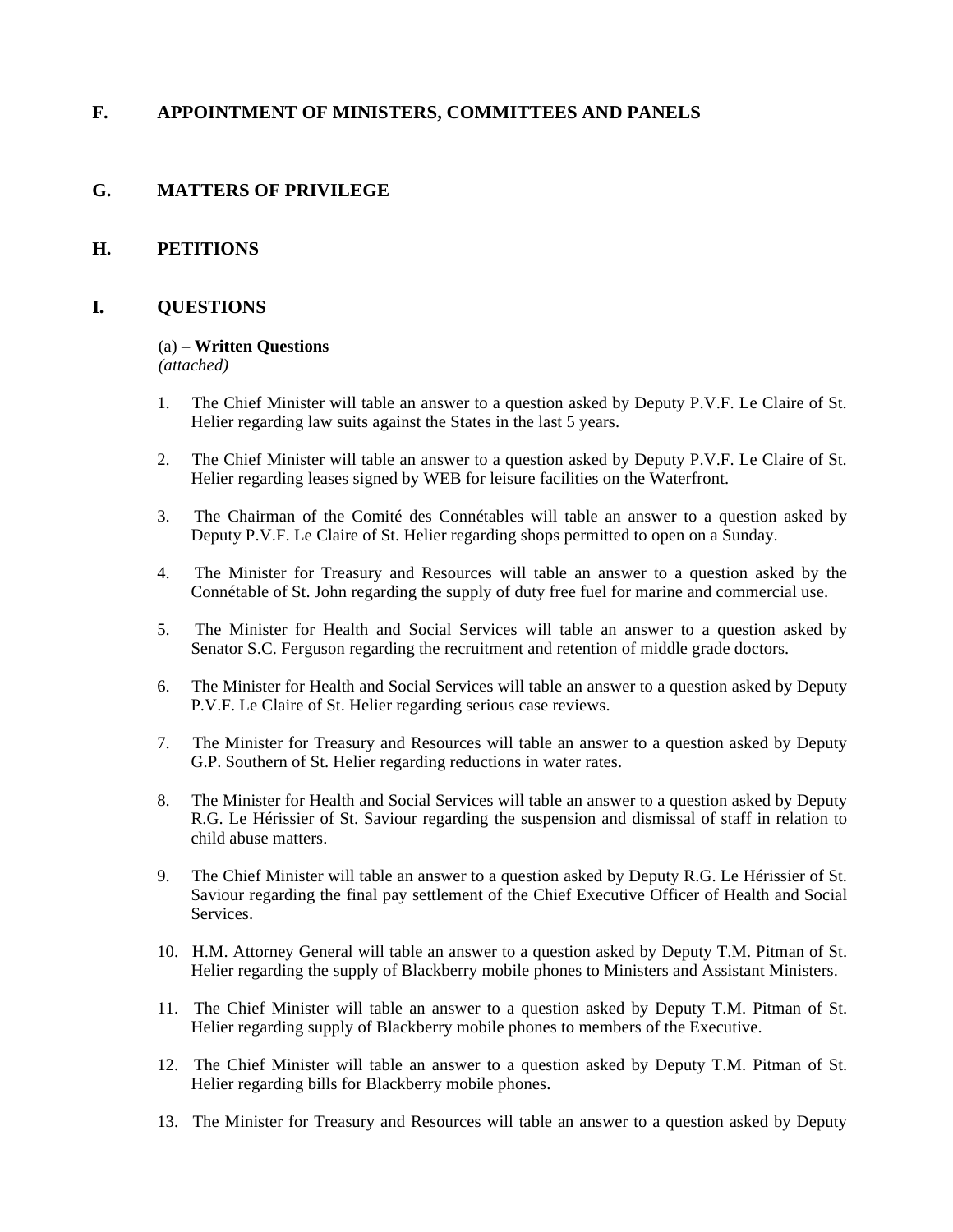## F. APPOINTMENT OF MINISTERS, COMMITTEES AND PANELS

## G. MATTERS OF PRIVILEGE

## H. PETITIONS

## I. QUESTIONS

(a) – **Written Questions**
*(attached)*

1. The Chief Minister will table an answer to a question asked by Deputy P.V.F. Le Claire of St. Helier regarding law suits against the States in the last 5 years.

2. The Chief Minister will table an answer to a question asked by Deputy P.V.F. Le Claire of St. Helier regarding leases signed by WEB for leisure facilities on the Waterfront.

3. The Chairman of the Comité des Connétables will table an answer to a question asked by Deputy P.V.F. Le Claire of St. Helier regarding shops permitted to open on a Sunday.

4. The Minister for Treasury and Resources will table an answer to a question asked by the Connétable of St. John regarding the supply of duty free fuel for marine and commercial use.

5. The Minister for Health and Social Services will table an answer to a question asked by Senator S.C. Ferguson regarding the recruitment and retention of middle grade doctors.

6. The Minister for Health and Social Services will table an answer to a question asked by Deputy P.V.F. Le Claire of St. Helier regarding serious case reviews.

7. The Minister for Treasury and Resources will table an answer to a question asked by Deputy G.P. Southern of St. Helier regarding reductions in water rates.

8. The Minister for Health and Social Services will table an answer to a question asked by Deputy R.G. Le Hérissier of St. Saviour regarding the suspension and dismissal of staff in relation to child abuse matters.

9. The Chief Minister will table an answer to a question asked by Deputy R.G. Le Hérissier of St. Saviour regarding the final pay settlement of the Chief Executive Officer of Health and Social Services.

10. H.M. Attorney General will table an answer to a question asked by Deputy T.M. Pitman of St. Helier regarding the supply of Blackberry mobile phones to Ministers and Assistant Ministers.

11. The Chief Minister will table an answer to a question asked by Deputy T.M. Pitman of St. Helier regarding supply of Blackberry mobile phones to members of the Executive.

12. The Chief Minister will table an answer to a question asked by Deputy T.M. Pitman of St. Helier regarding bills for Blackberry mobile phones.

13. The Minister for Treasury and Resources will table an answer to a question asked by Deputy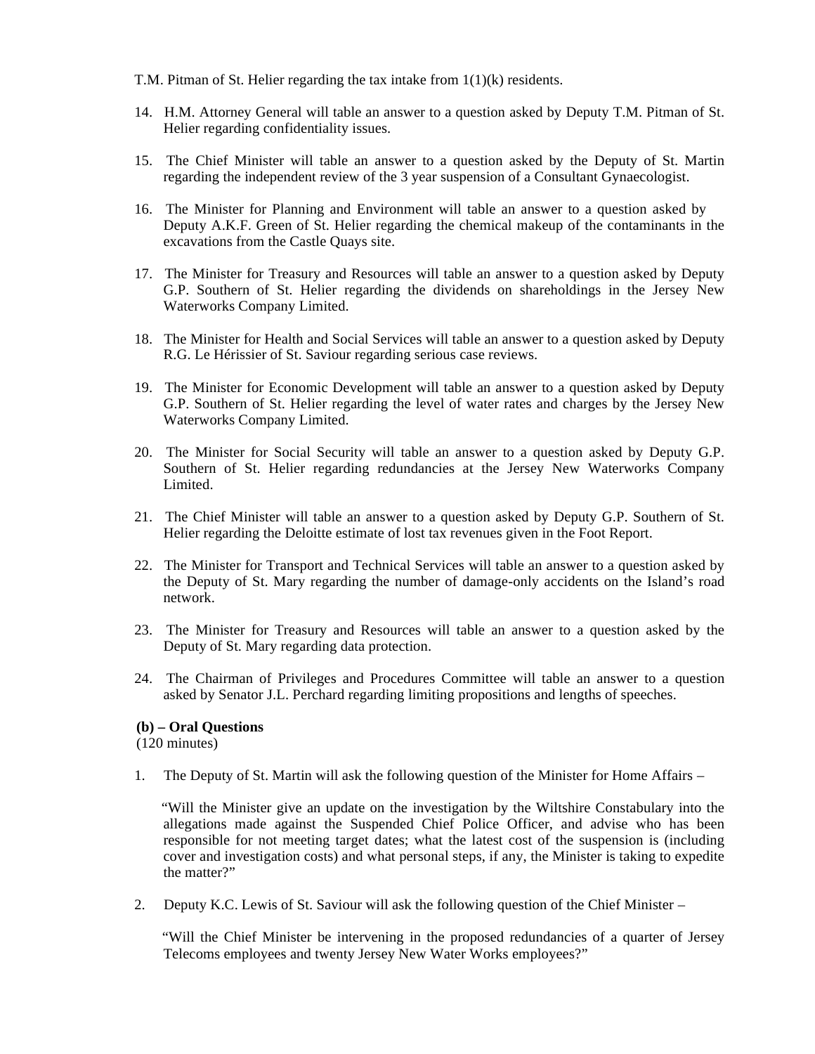T.M. Pitman of St. Helier regarding the tax intake from 1(1)(k) residents.

14. H.M. Attorney General will table an answer to a question asked by Deputy T.M. Pitman of St. Helier regarding confidentiality issues.

15. The Chief Minister will table an answer to a question asked by the Deputy of St. Martin regarding the independent review of the 3 year suspension of a Consultant Gynaecologist.

16. The Minister for Planning and Environment will table an answer to a question asked by Deputy A.K.F. Green of St. Helier regarding the chemical makeup of the contaminants in the excavations from the Castle Quays site.

17. The Minister for Treasury and Resources will table an answer to a question asked by Deputy G.P. Southern of St. Helier regarding the dividends on shareholdings in the Jersey New Waterworks Company Limited.

18. The Minister for Health and Social Services will table an answer to a question asked by Deputy R.G. Le Hérissier of St. Saviour regarding serious case reviews.

19. The Minister for Economic Development will table an answer to a question asked by Deputy G.P. Southern of St. Helier regarding the level of water rates and charges by the Jersey New Waterworks Company Limited.

20. The Minister for Social Security will table an answer to a question asked by Deputy G.P. Southern of St. Helier regarding redundancies at the Jersey New Waterworks Company Limited.

21. The Chief Minister will table an answer to a question asked by Deputy G.P. Southern of St. Helier regarding the Deloitte estimate of lost tax revenues given in the Foot Report.

22. The Minister for Transport and Technical Services will table an answer to a question asked by the Deputy of St. Mary regarding the number of damage-only accidents on the Island's road network.

23. The Minister for Treasury and Resources will table an answer to a question asked by the Deputy of St. Mary regarding data protection.

24. The Chairman of Privileges and Procedures Committee will table an answer to a question asked by Senator J.L. Perchard regarding limiting propositions and lengths of speeches.

**(b) – Oral Questions**
(120 minutes)

1. The Deputy of St. Martin will ask the following question of the Minister for Home Affairs –

   "Will the Minister give an update on the investigation by the Wiltshire Constabulary into the allegations made against the Suspended Chief Police Officer, and advise who has been responsible for not meeting target dates; what the latest cost of the suspension is (including cover and investigation costs) and what personal steps, if any, the Minister is taking to expedite the matter?"

2. Deputy K.C. Lewis of St. Saviour will ask the following question of the Chief Minister –

   "Will the Chief Minister be intervening in the proposed redundancies of a quarter of Jersey Telecoms employees and twenty Jersey New Water Works employees?"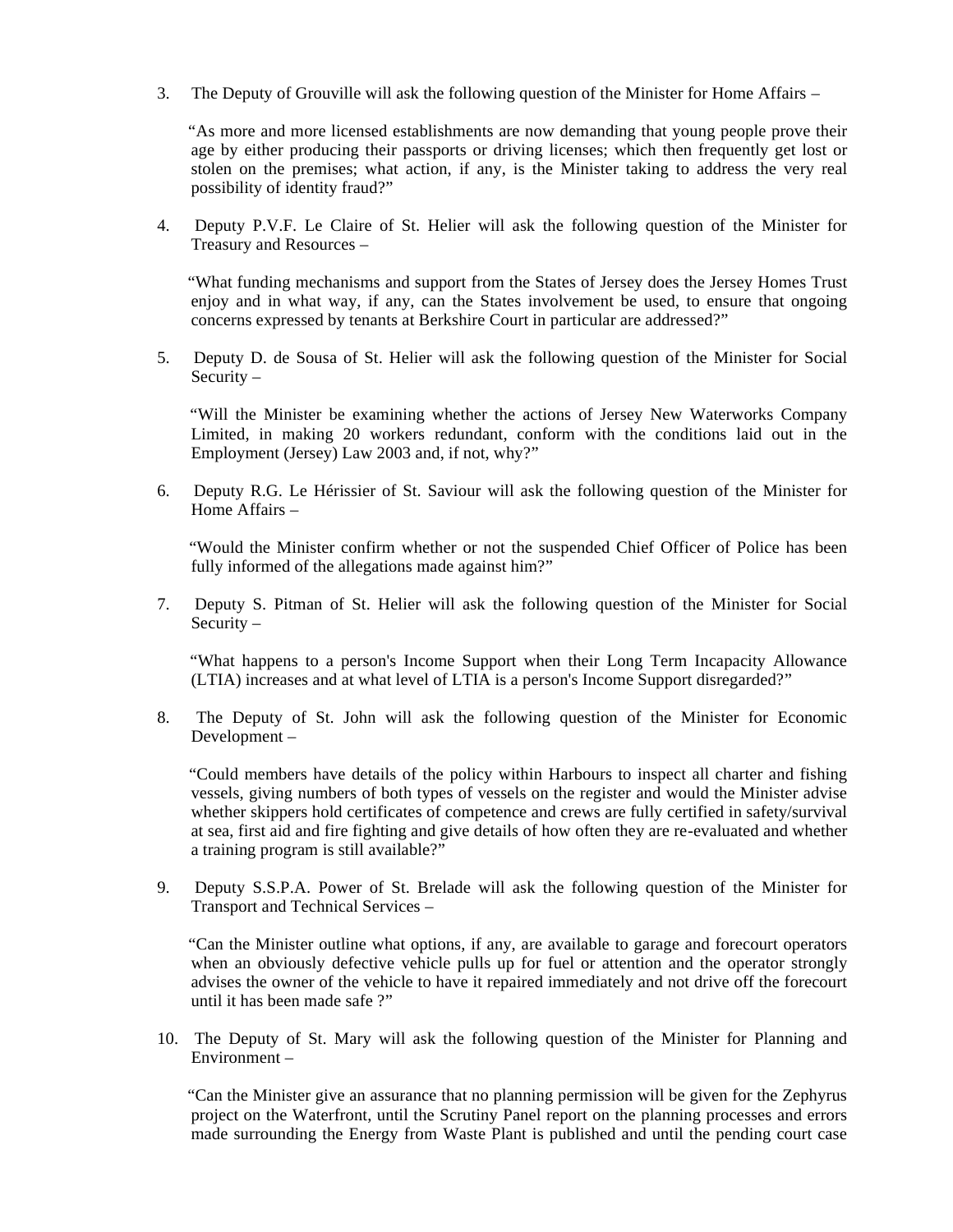3. The Deputy of Grouville will ask the following question of the Minister for Home Affairs –

   "As more and more licensed establishments are now demanding that young people prove their age by either producing their passports or driving licenses; which then frequently get lost or stolen on the premises; what action, if any, is the Minister taking to address the very real possibility of identity fraud?"

4. Deputy P.V.F. Le Claire of St. Helier will ask the following question of the Minister for Treasury and Resources –

   "What funding mechanisms and support from the States of Jersey does the Jersey Homes Trust enjoy and in what way, if any, can the States involvement be used, to ensure that ongoing concerns expressed by tenants at Berkshire Court in particular are addressed?"

5. Deputy D. de Sousa of St. Helier will ask the following question of the Minister for Social Security –

   "Will the Minister be examining whether the actions of Jersey New Waterworks Company Limited, in making 20 workers redundant, conform with the conditions laid out in the Employment (Jersey) Law 2003 and, if not, why?"

6. Deputy R.G. Le Hérissier of St. Saviour will ask the following question of the Minister for Home Affairs –

   "Would the Minister confirm whether or not the suspended Chief Officer of Police has been fully informed of the allegations made against him?"

7. Deputy S. Pitman of St. Helier will ask the following question of the Minister for Social Security –

   "What happens to a person's Income Support when their Long Term Incapacity Allowance (LTIA) increases and at what level of LTIA is a person's Income Support disregarded?"

8. The Deputy of St. John will ask the following question of the Minister for Economic Development –

   "Could members have details of the policy within Harbours to inspect all charter and fishing vessels, giving numbers of both types of vessels on the register and would the Minister advise whether skippers hold certificates of competence and crews are fully certified in safety/survival at sea, first aid and fire fighting and give details of how often they are re-evaluated and whether a training program is still available?"

9. Deputy S.S.P.A. Power of St. Brelade will ask the following question of the Minister for Transport and Technical Services –

   "Can the Minister outline what options, if any, are available to garage and forecourt operators when an obviously defective vehicle pulls up for fuel or attention and the operator strongly advises the owner of the vehicle to have it repaired immediately and not drive off the forecourt until it has been made safe ?"

10. The Deputy of St. Mary will ask the following question of the Minister for Planning and Environment –

    "Can the Minister give an assurance that no planning permission will be given for the Zephyrus project on the Waterfront, until the Scrutiny Panel report on the planning processes and errors made surrounding the Energy from Waste Plant is published and until the pending court case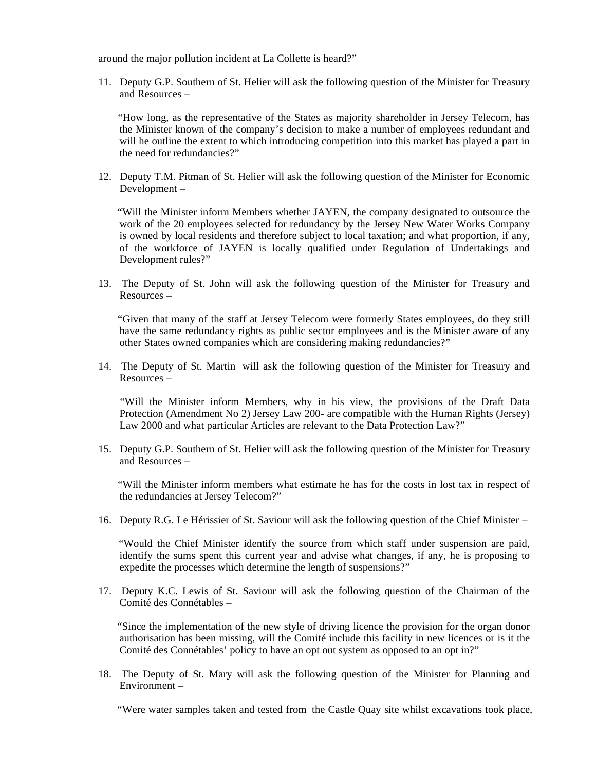around the major pollution incident at La Collette is heard?"

11. Deputy G.P. Southern of St. Helier will ask the following question of the Minister for Treasury and Resources –

    "How long, as the representative of the States as majority shareholder in Jersey Telecom, has the Minister known of the company's decision to make a number of employees redundant and will he outline the extent to which introducing competition into this market has played a part in the need for redundancies?"

12. Deputy T.M. Pitman of St. Helier will ask the following question of the Minister for Economic Development –

    "Will the Minister inform Members whether JAYEN, the company designated to outsource the work of the 20 employees selected for redundancy by the Jersey New Water Works Company is owned by local residents and therefore subject to local taxation; and what proportion, if any, of the workforce of JAYEN is locally qualified under Regulation of Undertakings and Development rules?"

13. The Deputy of St. John will ask the following question of the Minister for Treasury and Resources –

    "Given that many of the staff at Jersey Telecom were formerly States employees, do they still have the same redundancy rights as public sector employees and is the Minister aware of any other States owned companies which are considering making redundancies?"

14. The Deputy of St. Martin will ask the following question of the Minister for Treasury and Resources –

    "Will the Minister inform Members, why in his view, the provisions of the Draft Data Protection (Amendment No 2) Jersey Law 200- are compatible with the Human Rights (Jersey) Law 2000 and what particular Articles are relevant to the Data Protection Law?"

15. Deputy G.P. Southern of St. Helier will ask the following question of the Minister for Treasury and Resources –

    "Will the Minister inform members what estimate he has for the costs in lost tax in respect of the redundancies at Jersey Telecom?"

16. Deputy R.G. Le Hérissier of St. Saviour will ask the following question of the Chief Minister –

    "Would the Chief Minister identify the source from which staff under suspension are paid, identify the sums spent this current year and advise what changes, if any, he is proposing to expedite the processes which determine the length of suspensions?"

17. Deputy K.C. Lewis of St. Saviour will ask the following question of the Chairman of the Comité des Connétables –

    "Since the implementation of the new style of driving licence the provision for the organ donor authorisation has been missing, will the Comité include this facility in new licences or is it the Comité des Connétables' policy to have an opt out system as opposed to an opt in?"

18. The Deputy of St. Mary will ask the following question of the Minister for Planning and Environment –

    "Were water samples taken and tested from the Castle Quay site whilst excavations took place,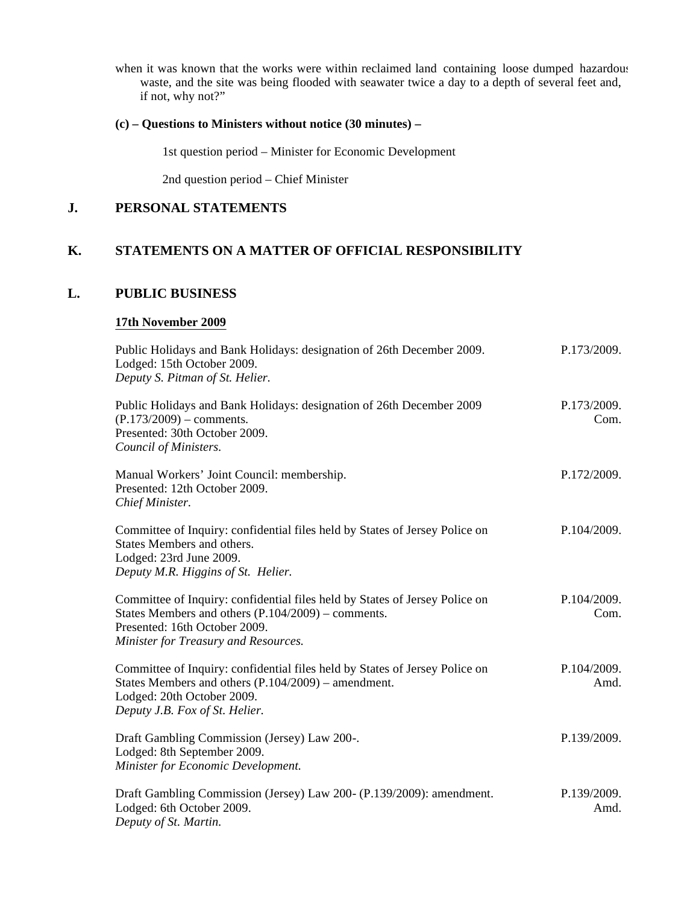when it was known that the works were within reclaimed land containing loose dumped hazardous waste, and the site was being flooded with seawater twice a day to a depth of several feet and, if not, why not?"

**(c) – Questions to Ministers without notice (30 minutes) –**

1st question period – Minister for Economic Development

2nd question period – Chief Minister

## J. PERSONAL STATEMENTS

## K. STATEMENTS ON A MATTER OF OFFICIAL RESPONSIBILITY

## L. PUBLIC BUSINESS

**17th November 2009**

Public Holidays and Bank Holidays: designation of 26th December 2009. — P.173/2009.
Lodged: 15th October 2009.
*Deputy S. Pitman of St. Helier.*

Public Holidays and Bank Holidays: designation of 26th December 2009 (P.173/2009) – comments. — P.173/2009. Com.
Presented: 30th October 2009.
*Council of Ministers.*

Manual Workers' Joint Council: membership. — P.172/2009.
Presented: 12th October 2009.
*Chief Minister.*

Committee of Inquiry: confidential files held by States of Jersey Police on States Members and others. — P.104/2009.
Lodged: 23rd June 2009.
*Deputy M.R. Higgins of St. Helier.*

Committee of Inquiry: confidential files held by States of Jersey Police on States Members and others (P.104/2009) – comments. — P.104/2009. Com.
Presented: 16th October 2009.
*Minister for Treasury and Resources.*

Committee of Inquiry: confidential files held by States of Jersey Police on States Members and others (P.104/2009) – amendment. — P.104/2009. Amd.
Lodged: 20th October 2009.
*Deputy J.B. Fox of St. Helier.*

Draft Gambling Commission (Jersey) Law 200-. — P.139/2009.
Lodged: 8th September 2009.
*Minister for Economic Development.*

Draft Gambling Commission (Jersey) Law 200- (P.139/2009): amendment. — P.139/2009. Amd.
Lodged: 6th October 2009.
*Deputy of St. Martin.*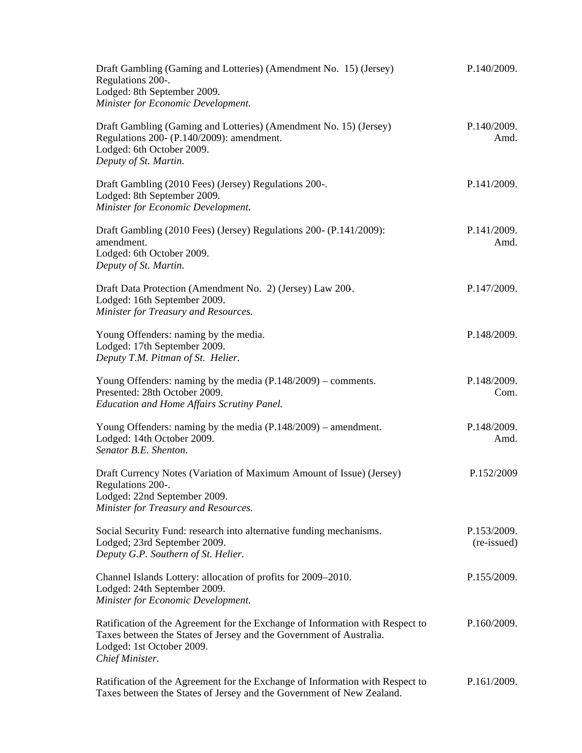| | |
|---|---|
| Draft Gambling (Gaming and Lotteries) (Amendment No. 15) (Jersey) Regulations 200-.<br>Lodged: 8th September 2009.<br>*Minister for Economic Development.* | P.140/2009. |
| Draft Gambling (Gaming and Lotteries) (Amendment No. 15) (Jersey) Regulations 200- (P.140/2009): amendment.<br>Lodged: 6th October 2009.<br>*Deputy of St. Martin.* | P.140/2009.<br>Amd. |
| Draft Gambling (2010 Fees) (Jersey) Regulations 200-.<br>Lodged: 8th September 2009.<br>*Minister for Economic Development.* | P.141/2009. |
| Draft Gambling (2010 Fees) (Jersey) Regulations 200- (P.141/2009): amendment.<br>Lodged: 6th October 2009.<br>*Deputy of St. Martin.* | P.141/2009.<br>Amd. |
| Draft Data Protection (Amendment No. 2) (Jersey) Law 200-.<br>Lodged: 16th September 2009.<br>*Minister for Treasury and Resources.* | P.147/2009. |
| Young Offenders: naming by the media.<br>Lodged: 17th September 2009.<br>*Deputy T.M. Pitman of St. Helier.* | P.148/2009. |
| Young Offenders: naming by the media (P.148/2009) – comments.<br>Presented: 28th October 2009.<br>*Education and Home Affairs Scrutiny Panel.* | P.148/2009.<br>Com. |
| Young Offenders: naming by the media (P.148/2009) – amendment.<br>Lodged: 14th October 2009.<br>*Senator B.E. Shenton.* | P.148/2009.<br>Amd. |
| Draft Currency Notes (Variation of Maximum Amount of Issue) (Jersey) Regulations 200-.<br>Lodged: 22nd September 2009.<br>*Minister for Treasury and Resources.* | P.152/2009 |
| Social Security Fund: research into alternative funding mechanisms.<br>Lodged; 23rd September 2009.<br>*Deputy G.P. Southern of St. Helier.* | P.153/2009.<br>(re-issued) |
| Channel Islands Lottery: allocation of profits for 2009–2010.<br>Lodged: 24th September 2009.<br>*Minister for Economic Development.* | P.155/2009. |
| Ratification of the Agreement for the Exchange of Information with Respect to Taxes between the States of Jersey and the Government of Australia.<br>Lodged: 1st October 2009.<br>*Chief Minister.* | P.160/2009. |
| Ratification of the Agreement for the Exchange of Information with Respect to Taxes between the States of Jersey and the Government of New Zealand. | P.161/2009. |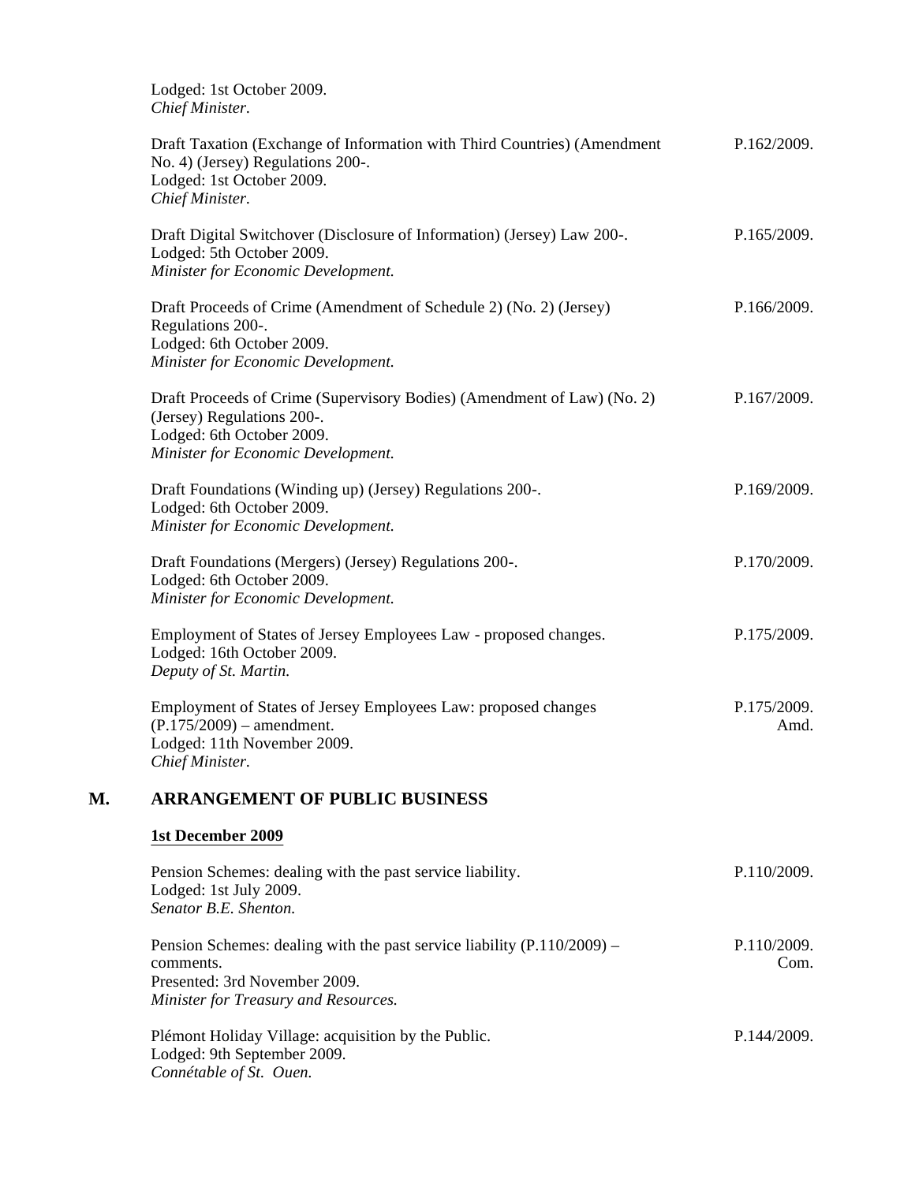Lodged: 1st October 2009.
*Chief Minister.*

Draft Taxation (Exchange of Information with Third Countries) (Amendment No. 4) (Jersey) Regulations 200-. — P.162/2009.
Lodged: 1st October 2009.
*Chief Minister.*

Draft Digital Switchover (Disclosure of Information) (Jersey) Law 200-. — P.165/2009.
Lodged: 5th October 2009.
*Minister for Economic Development.*

Draft Proceeds of Crime (Amendment of Schedule 2) (No. 2) (Jersey) Regulations 200-. — P.166/2009.
Lodged: 6th October 2009.
*Minister for Economic Development.*

Draft Proceeds of Crime (Supervisory Bodies) (Amendment of Law) (No. 2) (Jersey) Regulations 200-. — P.167/2009.
Lodged: 6th October 2009.
*Minister for Economic Development.*

Draft Foundations (Winding up) (Jersey) Regulations 200-. — P.169/2009.
Lodged: 6th October 2009.
*Minister for Economic Development.*

Draft Foundations (Mergers) (Jersey) Regulations 200-. — P.170/2009.
Lodged: 6th October 2009.
*Minister for Economic Development.*

Employment of States of Jersey Employees Law - proposed changes. — P.175/2009.
Lodged: 16th October 2009.
*Deputy of St. Martin.*

Employment of States of Jersey Employees Law: proposed changes (P.175/2009) – amendment. — P.175/2009. Amd.
Lodged: 11th November 2009.
*Chief Minister.*

## M. ARRANGEMENT OF PUBLIC BUSINESS

**1st December 2009**

Pension Schemes: dealing with the past service liability. — P.110/2009.
Lodged: 1st July 2009.
*Senator B.E. Shenton.*

Pension Schemes: dealing with the past service liability (P.110/2009) – comments. — P.110/2009. Com.
Presented: 3rd November 2009.
*Minister for Treasury and Resources.*

Plémont Holiday Village: acquisition by the Public. — P.144/2009.
Lodged: 9th September 2009.
*Connétable of St. Ouen.*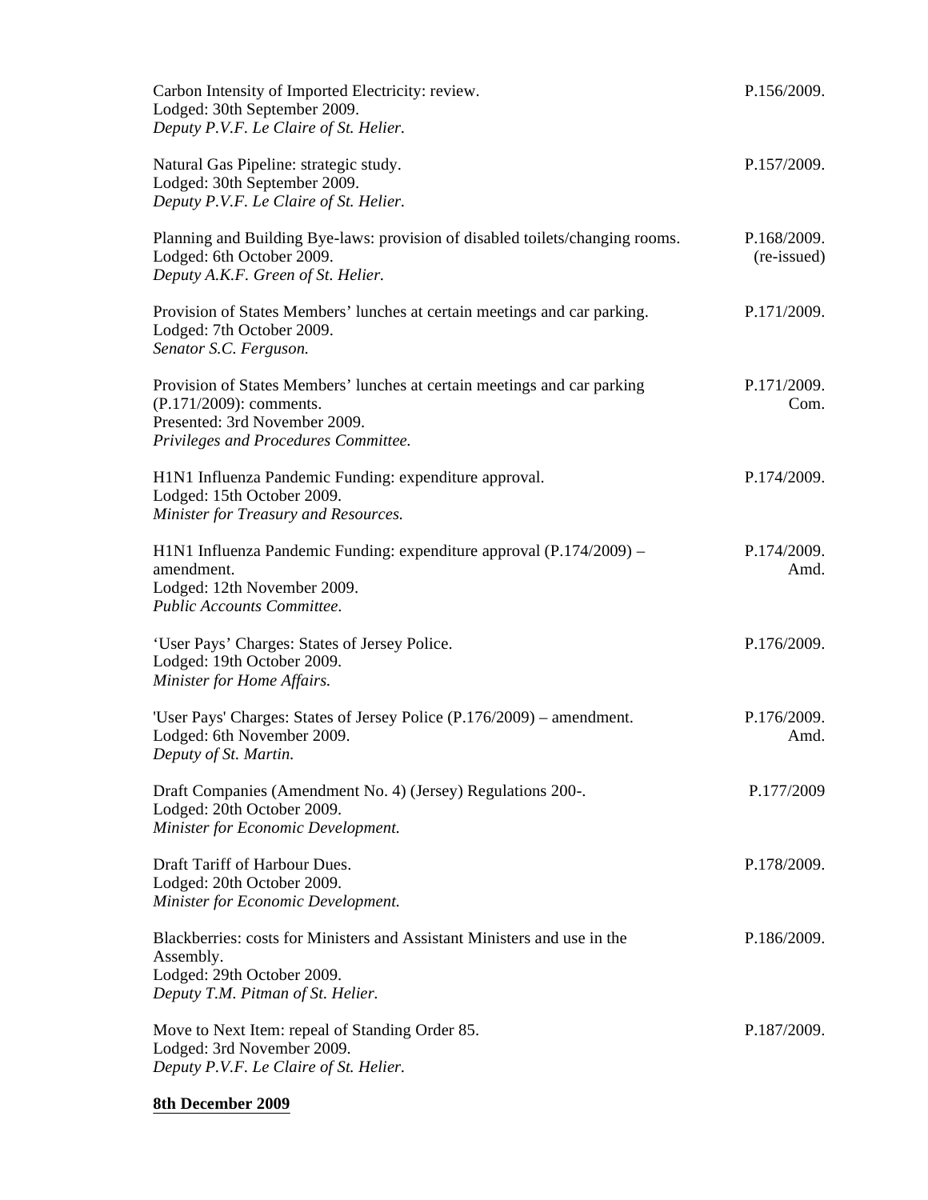Carbon Intensity of Imported Electricity: review.
Lodged: 30th September 2009.
*Deputy P.V.F. Le Claire of St. Helier.*

P.156/2009.

Natural Gas Pipeline: strategic study.
Lodged: 30th September 2009.
*Deputy P.V.F. Le Claire of St. Helier.*

P.157/2009.

Planning and Building Bye-laws: provision of disabled toilets/changing rooms.
Lodged: 6th October 2009.
*Deputy A.K.F. Green of St. Helier.*

P.168/2009. (re-issued)

Provision of States Members' lunches at certain meetings and car parking.
Lodged: 7th October 2009.
*Senator S.C. Ferguson.*

P.171/2009.

Provision of States Members' lunches at certain meetings and car parking (P.171/2009): comments.
Presented: 3rd November 2009.
*Privileges and Procedures Committee.*

P.171/2009. Com.

H1N1 Influenza Pandemic Funding: expenditure approval.
Lodged: 15th October 2009.
*Minister for Treasury and Resources.*

P.174/2009.

H1N1 Influenza Pandemic Funding: expenditure approval (P.174/2009) – amendment.
Lodged: 12th November 2009.
*Public Accounts Committee.*

P.174/2009. Amd.

'User Pays' Charges: States of Jersey Police.
Lodged: 19th October 2009.
*Minister for Home Affairs.*

P.176/2009.

'User Pays' Charges: States of Jersey Police (P.176/2009) – amendment.
Lodged: 6th November 2009.
*Deputy of St. Martin.*

P.176/2009. Amd.

Draft Companies (Amendment No. 4) (Jersey) Regulations 200-.
Lodged: 20th October 2009.
*Minister for Economic Development.*

P.177/2009

Draft Tariff of Harbour Dues.
Lodged: 20th October 2009.
*Minister for Economic Development.*

P.178/2009.

Blackberries: costs for Ministers and Assistant Ministers and use in the Assembly.
Lodged: 29th October 2009.
*Deputy T.M. Pitman of St. Helier.*

P.186/2009.

Move to Next Item: repeal of Standing Order 85.
Lodged: 3rd November 2009.
*Deputy P.V.F. Le Claire of St. Helier.*

P.187/2009.

**8th December 2009**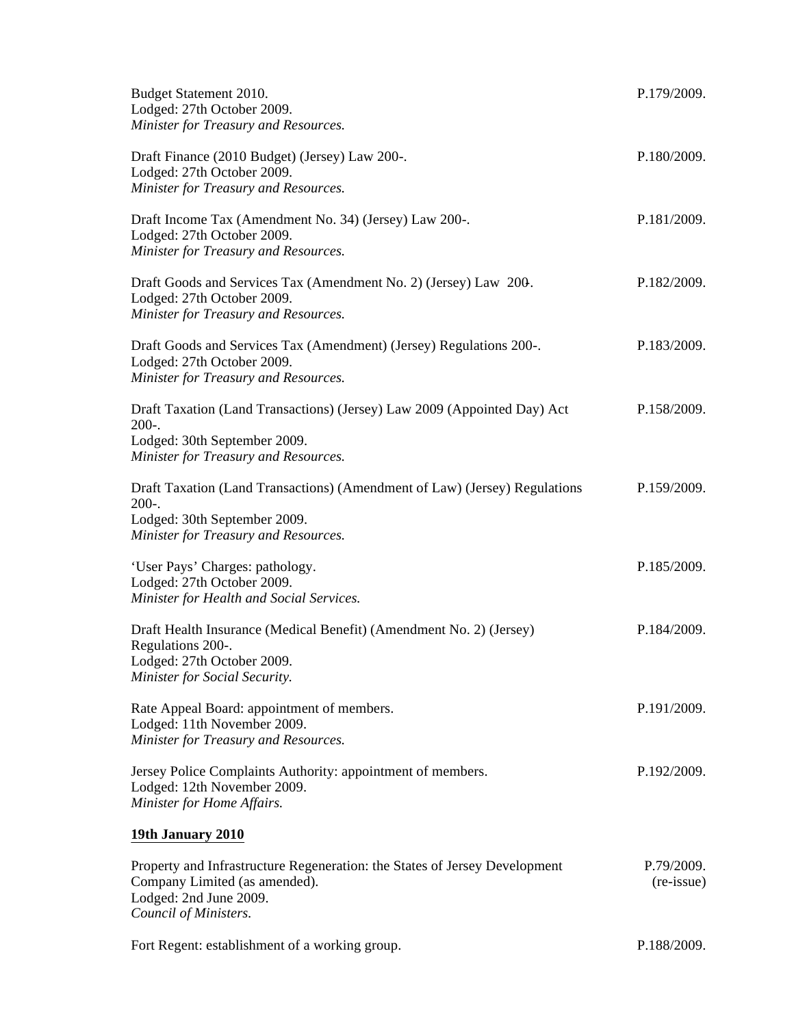Budget Statement 2010. P.179/2009.
Lodged: 27th October 2009.
*Minister for Treasury and Resources.*

Draft Finance (2010 Budget) (Jersey) Law 200-. P.180/2009.
Lodged: 27th October 2009.
*Minister for Treasury and Resources.*

Draft Income Tax (Amendment No. 34) (Jersey) Law 200-. P.181/2009.
Lodged: 27th October 2009.
*Minister for Treasury and Resources.*

Draft Goods and Services Tax (Amendment No. 2) (Jersey) Law 200-. P.182/2009.
Lodged: 27th October 2009.
*Minister for Treasury and Resources.*

Draft Goods and Services Tax (Amendment) (Jersey) Regulations 200-. P.183/2009.
Lodged: 27th October 2009.
*Minister for Treasury and Resources.*

Draft Taxation (Land Transactions) (Jersey) Law 2009 (Appointed Day) Act 200-. P.158/2009.
Lodged: 30th September 2009.
*Minister for Treasury and Resources.*

Draft Taxation (Land Transactions) (Amendment of Law) (Jersey) Regulations 200-. P.159/2009.
Lodged: 30th September 2009.
*Minister for Treasury and Resources.*

'User Pays' Charges: pathology. P.185/2009.
Lodged: 27th October 2009.
*Minister for Health and Social Services.*

Draft Health Insurance (Medical Benefit) (Amendment No. 2) (Jersey) Regulations 200-. P.184/2009.
Lodged: 27th October 2009.
*Minister for Social Security.*

Rate Appeal Board: appointment of members. P.191/2009.
Lodged: 11th November 2009.
*Minister for Treasury and Resources.*

Jersey Police Complaints Authority: appointment of members. P.192/2009.
Lodged: 12th November 2009.
*Minister for Home Affairs.*

**19th January 2010**

Property and Infrastructure Regeneration: the States of Jersey Development Company Limited (as amended). P.79/2009. (re-issue)
Lodged: 2nd June 2009.
*Council of Ministers.*

Fort Regent: establishment of a working group. P.188/2009.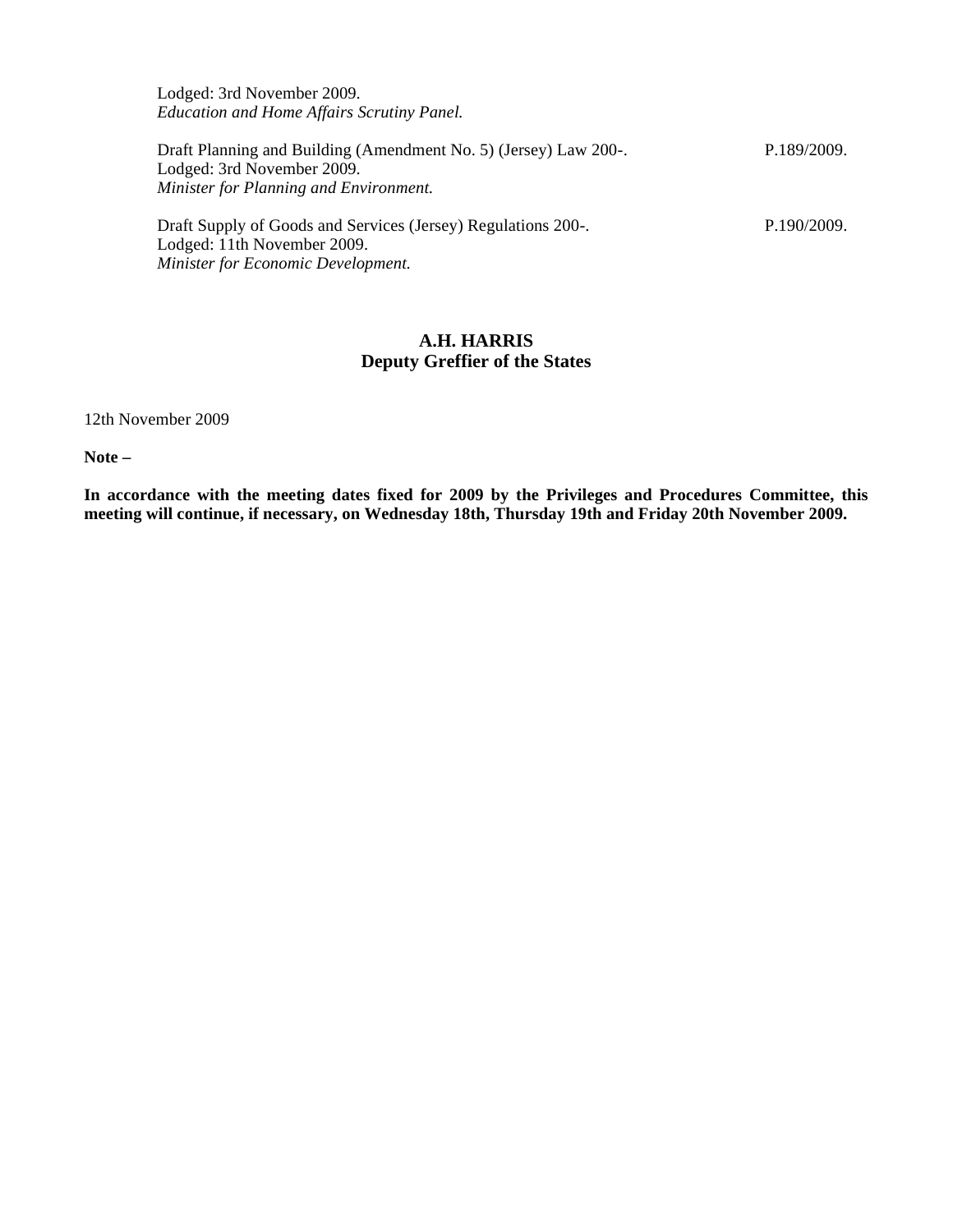Lodged: 3rd November 2009.
*Education and Home Affairs Scrutiny Panel.*

Draft Planning and Building (Amendment No. 5) (Jersey) Law 200-. P.189/2009.
Lodged: 3rd November 2009.
*Minister for Planning and Environment.*

Draft Supply of Goods and Services (Jersey) Regulations 200-. P.190/2009.
Lodged: 11th November 2009.
*Minister for Economic Development.*

**A.H. HARRIS**
**Deputy Greffier of the States**

12th November 2009

**Note –**

**In accordance with the meeting dates fixed for 2009 by the Privileges and Procedures Committee, this meeting will continue, if necessary, on Wednesday 18th, Thursday 19th and Friday 20th November 2009.**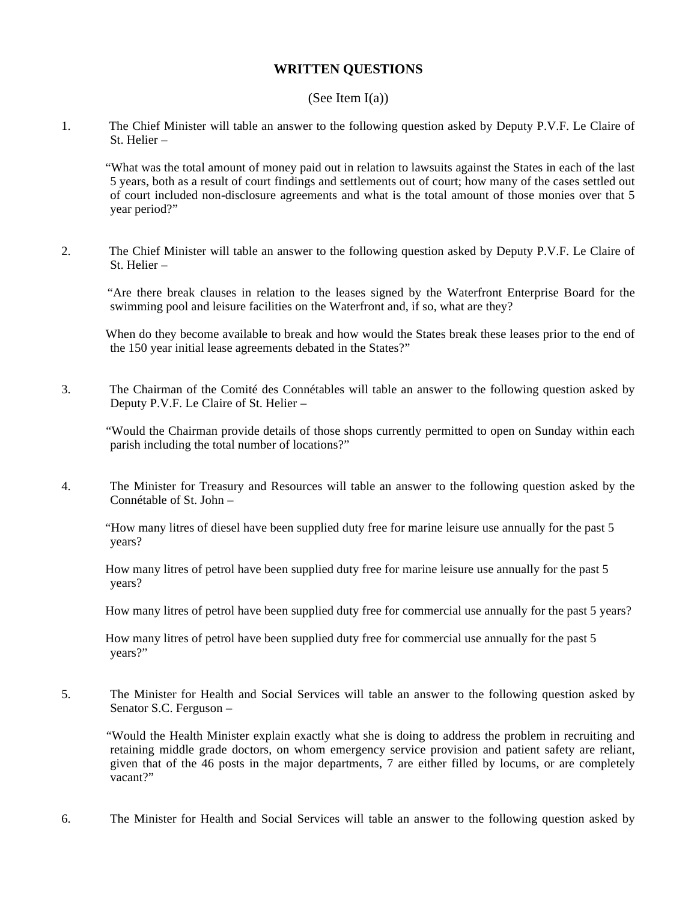# WRITTEN QUESTIONS

(See Item I(a))

1. The Chief Minister will table an answer to the following question asked by Deputy P.V.F. Le Claire of St. Helier –

   "What was the total amount of money paid out in relation to lawsuits against the States in each of the last 5 years, both as a result of court findings and settlements out of court; how many of the cases settled out of court included non-disclosure agreements and what is the total amount of those monies over that 5 year period?"

2. The Chief Minister will table an answer to the following question asked by Deputy P.V.F. Le Claire of St. Helier –

   "Are there break clauses in relation to the leases signed by the Waterfront Enterprise Board for the swimming pool and leisure facilities on the Waterfront and, if so, what are they?

   When do they become available to break and how would the States break these leases prior to the end of the 150 year initial lease agreements debated in the States?"

3. The Chairman of the Comité des Connétables will table an answer to the following question asked by Deputy P.V.F. Le Claire of St. Helier –

   "Would the Chairman provide details of those shops currently permitted to open on Sunday within each parish including the total number of locations?"

4. The Minister for Treasury and Resources will table an answer to the following question asked by the Connétable of St. John –

   "How many litres of diesel have been supplied duty free for marine leisure use annually for the past 5 years?

   How many litres of petrol have been supplied duty free for marine leisure use annually for the past 5 years?

   How many litres of petrol have been supplied duty free for commercial use annually for the past 5 years?

   How many litres of petrol have been supplied duty free for commercial use annually for the past 5 years?"

5. The Minister for Health and Social Services will table an answer to the following question asked by Senator S.C. Ferguson –

   "Would the Health Minister explain exactly what she is doing to address the problem in recruiting and retaining middle grade doctors, on whom emergency service provision and patient safety are reliant, given that of the 46 posts in the major departments, 7 are either filled by locums, or are completely vacant?"

6. The Minister for Health and Social Services will table an answer to the following question asked by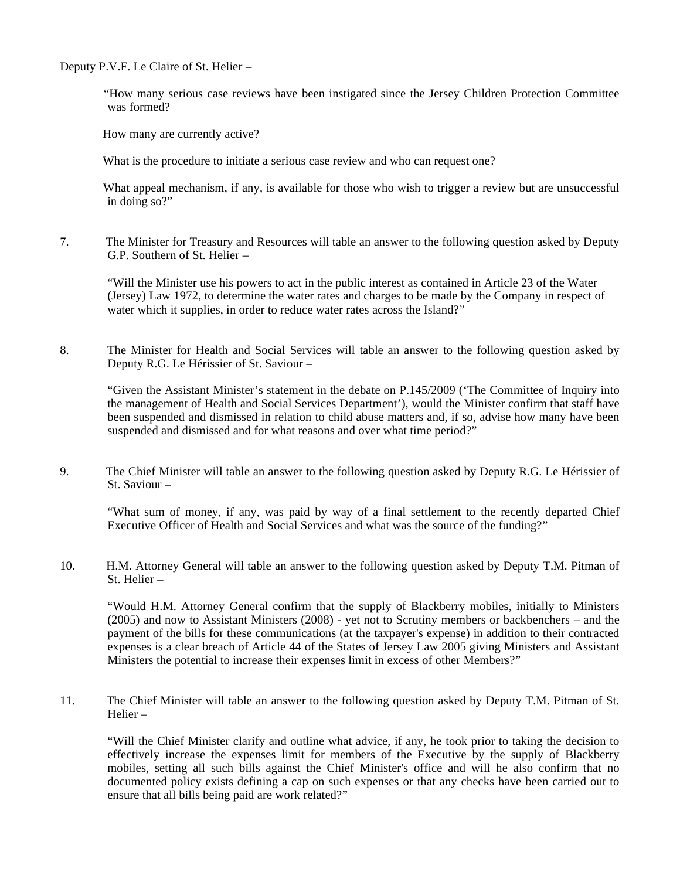Deputy P.V.F. Le Claire of St. Helier –

> "How many serious case reviews have been instigated since the Jersey Children Protection Committee was formed?
>
> How many are currently active?
>
> What is the procedure to initiate a serious case review and who can request one?
>
> What appeal mechanism, if any, is available for those who wish to trigger a review but are unsuccessful in doing so?"

7. The Minister for Treasury and Resources will table an answer to the following question asked by Deputy G.P. Southern of St. Helier –

> "Will the Minister use his powers to act in the public interest as contained in Article 23 of the Water (Jersey) Law 1972, to determine the water rates and charges to be made by the Company in respect of water which it supplies, in order to reduce water rates across the Island?"

8. The Minister for Health and Social Services will table an answer to the following question asked by Deputy R.G. Le Hérissier of St. Saviour –

> "Given the Assistant Minister's statement in the debate on P.145/2009 ('The Committee of Inquiry into the management of Health and Social Services Department'), would the Minister confirm that staff have been suspended and dismissed in relation to child abuse matters and, if so, advise how many have been suspended and dismissed and for what reasons and over what time period?"

9. The Chief Minister will table an answer to the following question asked by Deputy R.G. Le Hérissier of St. Saviour –

> "What sum of money, if any, was paid by way of a final settlement to the recently departed Chief Executive Officer of Health and Social Services and what was the source of the funding?"

10. H.M. Attorney General will table an answer to the following question asked by Deputy T.M. Pitman of St. Helier –

> "Would H.M. Attorney General confirm that the supply of Blackberry mobiles, initially to Ministers (2005) and now to Assistant Ministers (2008) - yet not to Scrutiny members or backbenchers – and the payment of the bills for these communications (at the taxpayer's expense) in addition to their contracted expenses is a clear breach of Article 44 of the States of Jersey Law 2005 giving Ministers and Assistant Ministers the potential to increase their expenses limit in excess of other Members?"

11. The Chief Minister will table an answer to the following question asked by Deputy T.M. Pitman of St. Helier –

> "Will the Chief Minister clarify and outline what advice, if any, he took prior to taking the decision to effectively increase the expenses limit for members of the Executive by the supply of Blackberry mobiles, setting all such bills against the Chief Minister's office and will he also confirm that no documented policy exists defining a cap on such expenses or that any checks have been carried out to ensure that all bills being paid are work related?"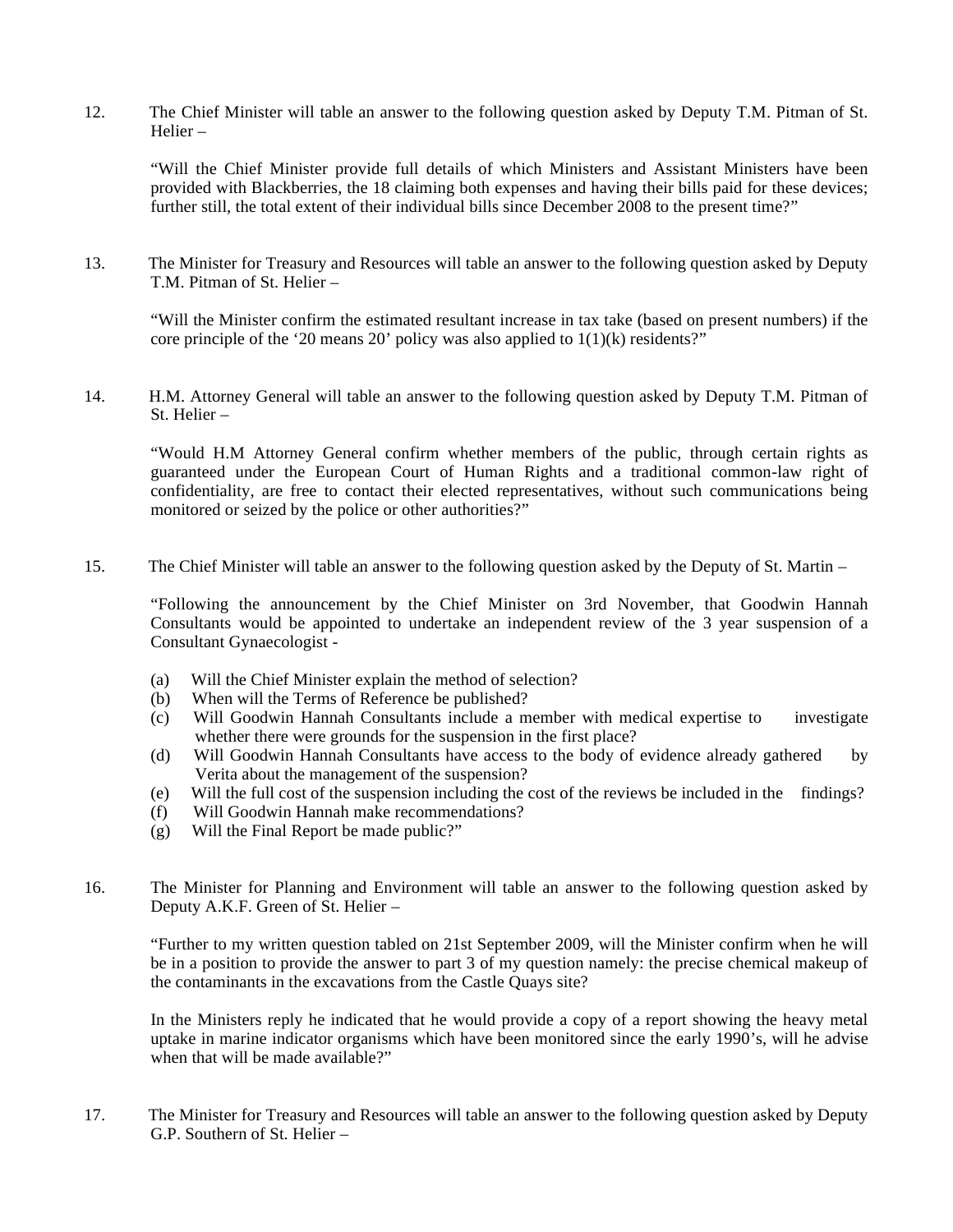12. The Chief Minister will table an answer to the following question asked by Deputy T.M. Pitman of St. Helier –

"Will the Chief Minister provide full details of which Ministers and Assistant Ministers have been provided with Blackberries, the 18 claiming both expenses and having their bills paid for these devices; further still, the total extent of their individual bills since December 2008 to the present time?"

13. The Minister for Treasury and Resources will table an answer to the following question asked by Deputy T.M. Pitman of St. Helier –

"Will the Minister confirm the estimated resultant increase in tax take (based on present numbers) if the core principle of the '20 means 20' policy was also applied to 1(1)(k) residents?"

14. H.M. Attorney General will table an answer to the following question asked by Deputy T.M. Pitman of St. Helier –

"Would H.M Attorney General confirm whether members of the public, through certain rights as guaranteed under the European Court of Human Rights and a traditional common-law right of confidentiality, are free to contact their elected representatives, without such communications being monitored or seized by the police or other authorities?"

15. The Chief Minister will table an answer to the following question asked by the Deputy of St. Martin –

"Following the announcement by the Chief Minister on 3rd November, that Goodwin Hannah Consultants would be appointed to undertake an independent review of the 3 year suspension of a Consultant Gynaecologist -

(a) Will the Chief Minister explain the method of selection?
(b) When will the Terms of Reference be published?
(c) Will Goodwin Hannah Consultants include a member with medical expertise to investigate whether there were grounds for the suspension in the first place?
(d) Will Goodwin Hannah Consultants have access to the body of evidence already gathered by Verita about the management of the suspension?
(e) Will the full cost of the suspension including the cost of the reviews be included in the findings?
(f) Will Goodwin Hannah make recommendations?
(g) Will the Final Report be made public?"

16. The Minister for Planning and Environment will table an answer to the following question asked by Deputy A.K.F. Green of St. Helier –

"Further to my written question tabled on 21st September 2009, will the Minister confirm when he will be in a position to provide the answer to part 3 of my question namely: the precise chemical makeup of the contaminants in the excavations from the Castle Quays site?

In the Ministers reply he indicated that he would provide a copy of a report showing the heavy metal uptake in marine indicator organisms which have been monitored since the early 1990's, will he advise when that will be made available?"

17. The Minister for Treasury and Resources will table an answer to the following question asked by Deputy G.P. Southern of St. Helier –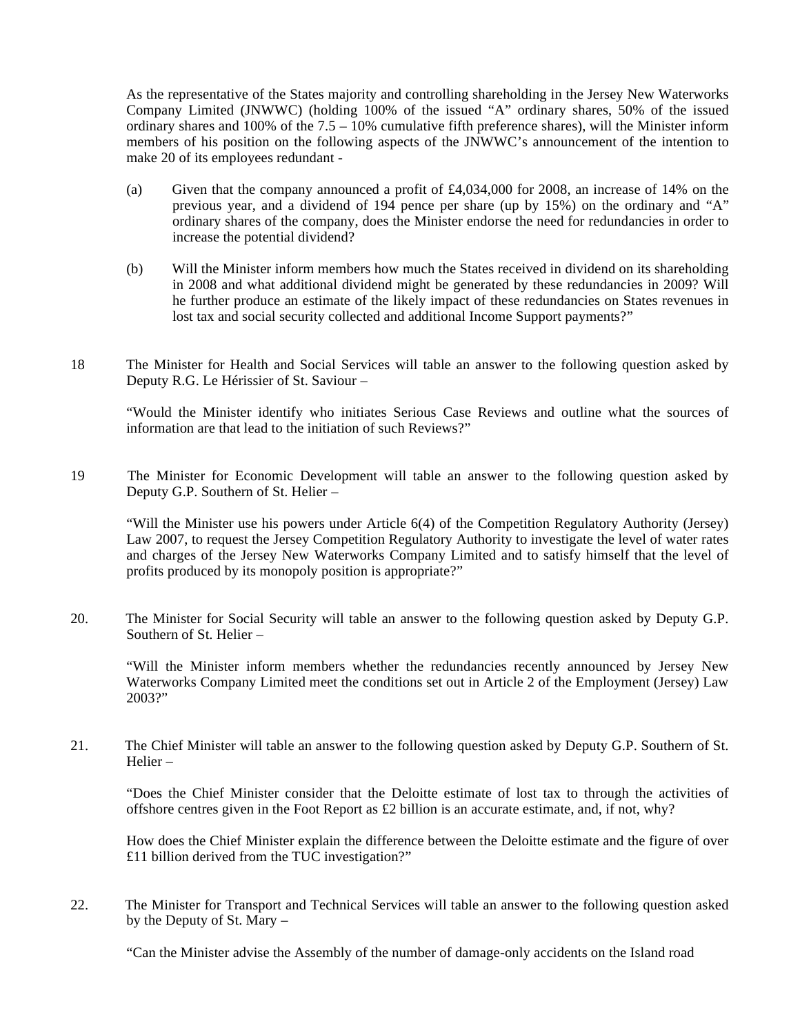As the representative of the States majority and controlling shareholding in the Jersey New Waterworks Company Limited (JNWWC) (holding 100% of the issued "A" ordinary shares, 50% of the issued ordinary shares and 100% of the 7.5 – 10% cumulative fifth preference shares), will the Minister inform members of his position on the following aspects of the JNWWC's announcement of the intention to make 20 of its employees redundant -

(a) Given that the company announced a profit of £4,034,000 for 2008, an increase of 14% on the previous year, and a dividend of 194 pence per share (up by 15%) on the ordinary and "A" ordinary shares of the company, does the Minister endorse the need for redundancies in order to increase the potential dividend?

(b) Will the Minister inform members how much the States received in dividend on its shareholding in 2008 and what additional dividend might be generated by these redundancies in 2009? Will he further produce an estimate of the likely impact of these redundancies on States revenues in lost tax and social security collected and additional Income Support payments?"

18 The Minister for Health and Social Services will table an answer to the following question asked by Deputy R.G. Le Hérissier of St. Saviour –

"Would the Minister identify who initiates Serious Case Reviews and outline what the sources of information are that lead to the initiation of such Reviews?"

19 The Minister for Economic Development will table an answer to the following question asked by Deputy G.P. Southern of St. Helier –

"Will the Minister use his powers under Article 6(4) of the Competition Regulatory Authority (Jersey) Law 2007, to request the Jersey Competition Regulatory Authority to investigate the level of water rates and charges of the Jersey New Waterworks Company Limited and to satisfy himself that the level of profits produced by its monopoly position is appropriate?"

20. The Minister for Social Security will table an answer to the following question asked by Deputy G.P. Southern of St. Helier –

"Will the Minister inform members whether the redundancies recently announced by Jersey New Waterworks Company Limited meet the conditions set out in Article 2 of the Employment (Jersey) Law 2003?"

21. The Chief Minister will table an answer to the following question asked by Deputy G.P. Southern of St. Helier –

"Does the Chief Minister consider that the Deloitte estimate of lost tax to through the activities of offshore centres given in the Foot Report as £2 billion is an accurate estimate, and, if not, why?

How does the Chief Minister explain the difference between the Deloitte estimate and the figure of over £11 billion derived from the TUC investigation?"

22. The Minister for Transport and Technical Services will table an answer to the following question asked by the Deputy of St. Mary –

"Can the Minister advise the Assembly of the number of damage-only accidents on the Island road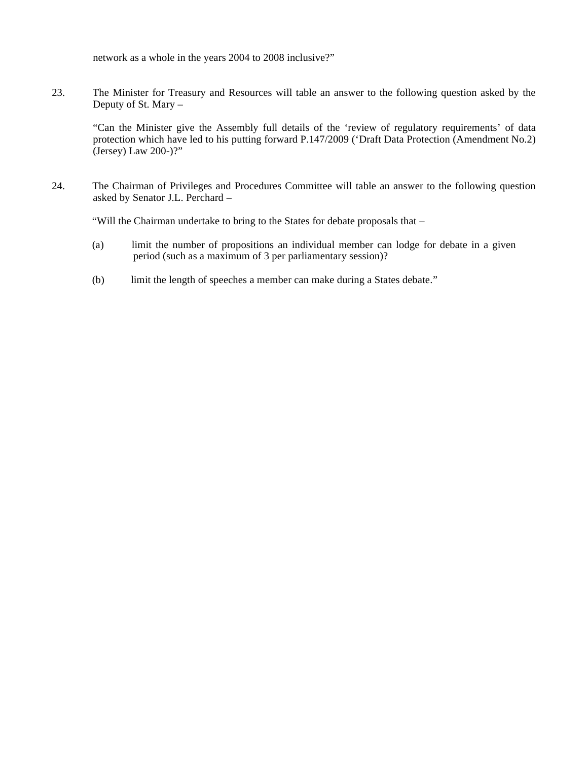network as a whole in the years 2004 to 2008 inclusive?"

23. The Minister for Treasury and Resources will table an answer to the following question asked by the Deputy of St. Mary –

"Can the Minister give the Assembly full details of the 'review of regulatory requirements' of data protection which have led to his putting forward P.147/2009 ('Draft Data Protection (Amendment No.2) (Jersey) Law 200-)?"

24. The Chairman of Privileges and Procedures Committee will table an answer to the following question asked by Senator J.L. Perchard –

"Will the Chairman undertake to bring to the States for debate proposals that –

(a) limit the number of propositions an individual member can lodge for debate in a given period (such as a maximum of 3 per parliamentary session)?

(b) limit the length of speeches a member can make during a States debate."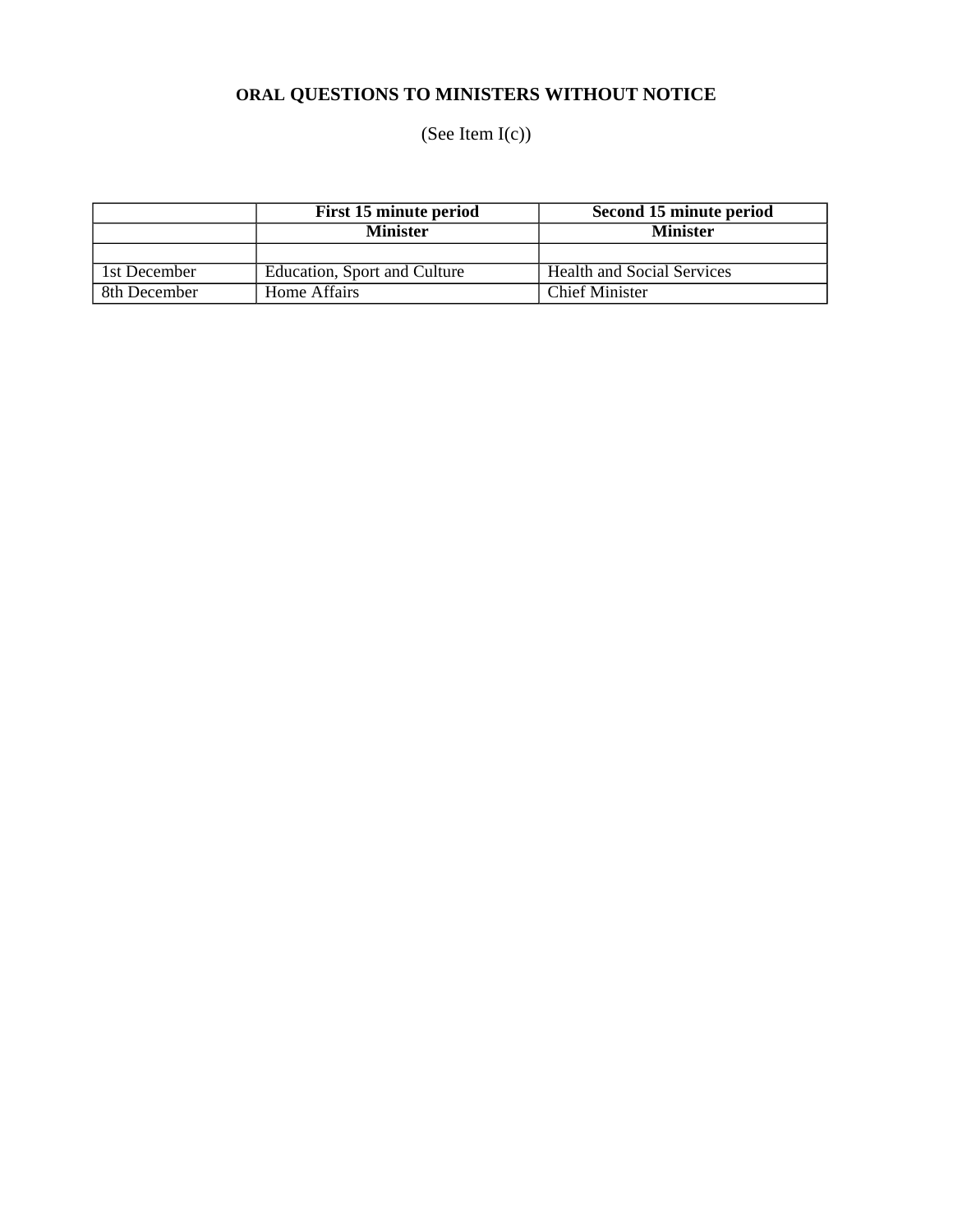## ORAL QUESTIONS TO MINISTERS WITHOUT NOTICE

(See Item I(c))

| | **First 15 minute period** | **Second 15 minute period** |
|---|---|---|
| | **Minister** | **Minister** |
| | | |
| 1st December | Education, Sport and Culture | Health and Social Services |
| 8th December | Home Affairs | Chief Minister |